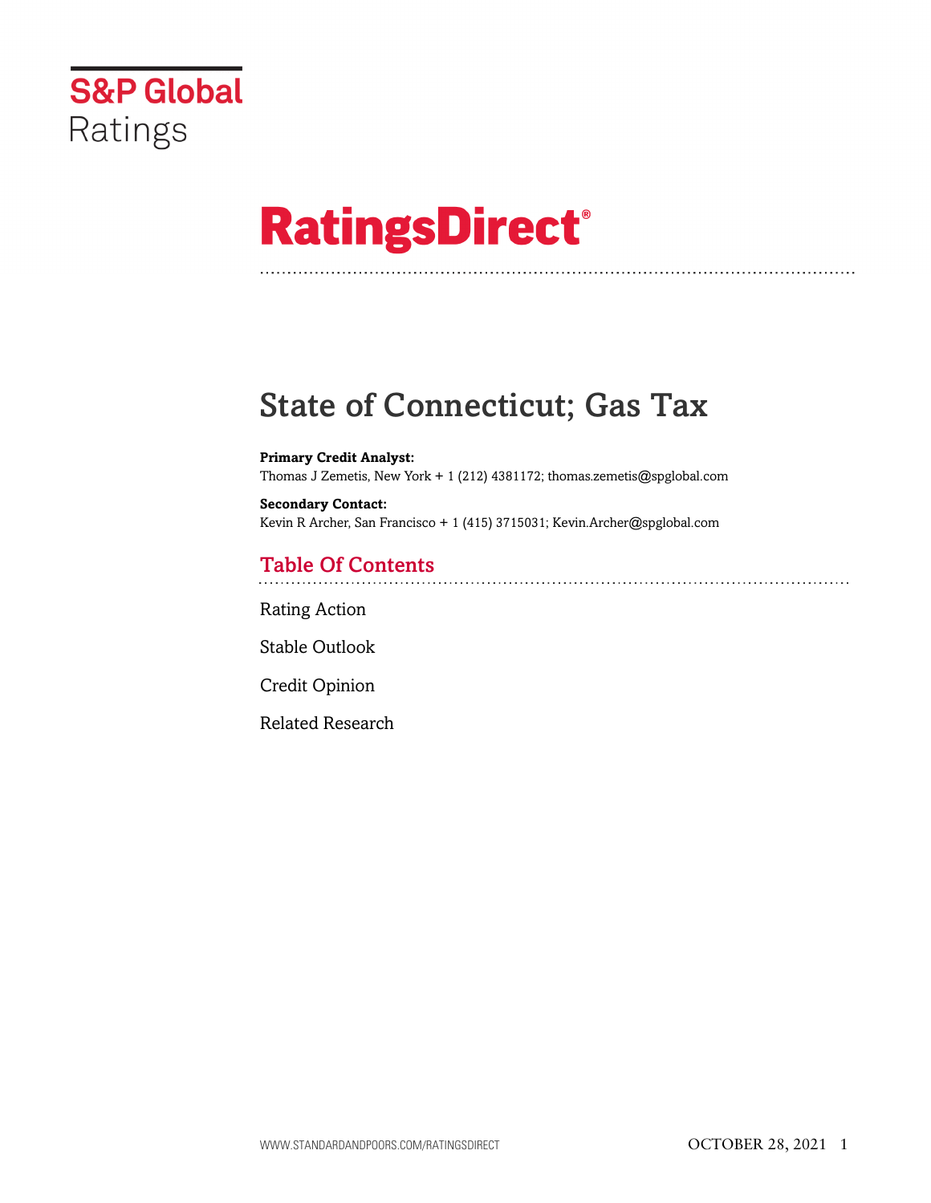S&P Global Ratings

# RatingsDirect®

# State of Connecticut; Gas Tax

**Primary Credit Analyst:**
Thomas J Zemetis, New York + 1 (212) 4381172; thomas.zemetis@spglobal.com

**Secondary Contact:**
Kevin R Archer, San Francisco + 1 (415) 3715031; Kevin.Archer@spglobal.com

## Table Of Contents

Rating Action

Stable Outlook

Credit Opinion

Related Research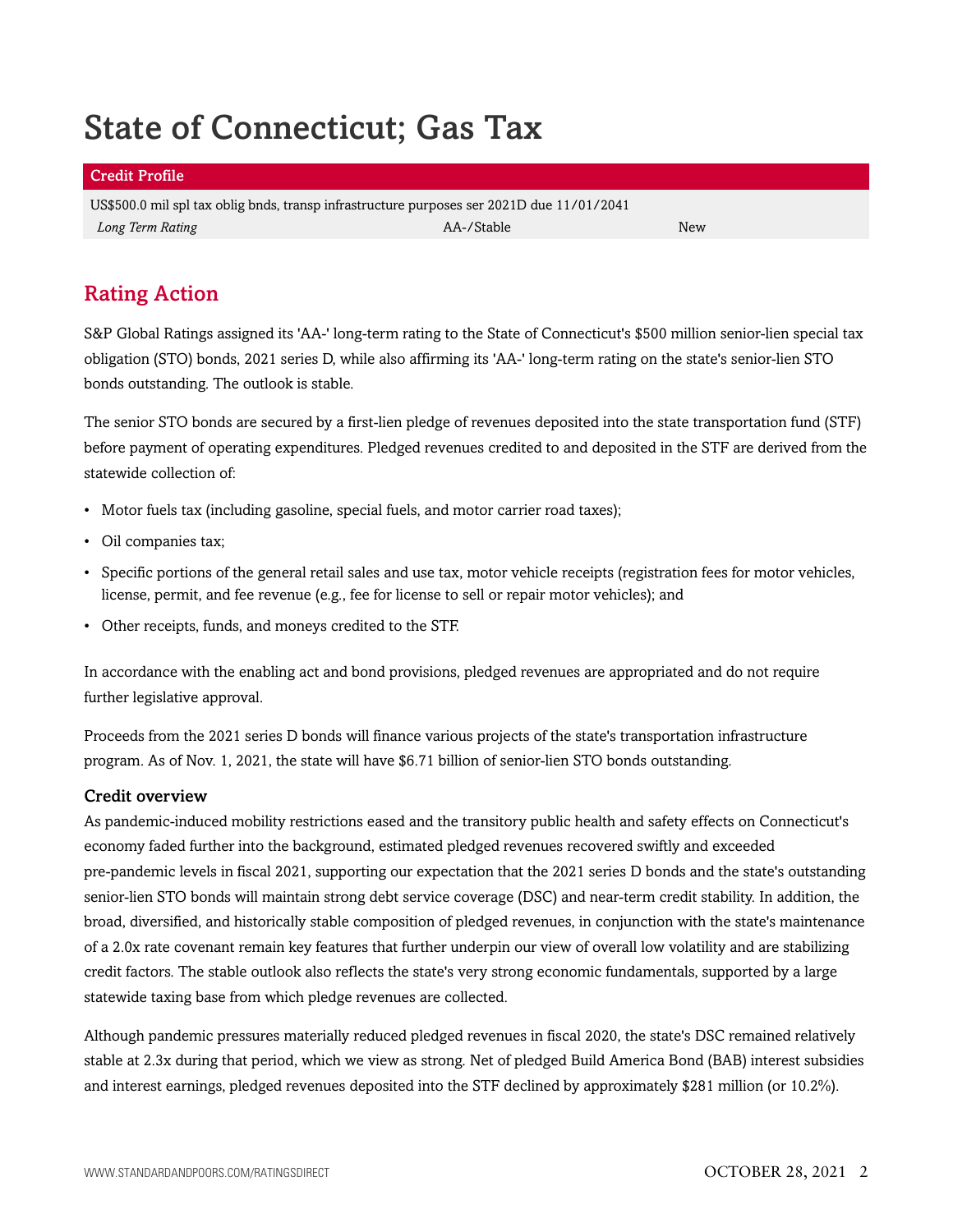# State of Connecticut; Gas Tax

| Credit Profile | | |
|---|---|---|
| US$500.0 mil spl tax oblig bnds, transp infrastructure purposes ser 2021D due 11/01/2041 | | |
| *Long Term Rating* | AA-/Stable | New |

## Rating Action

S&P Global Ratings assigned its 'AA-' long-term rating to the State of Connecticut's $500 million senior-lien special tax obligation (STO) bonds, 2021 series D, while also affirming its 'AA-' long-term rating on the state's senior-lien STO bonds outstanding. The outlook is stable.

The senior STO bonds are secured by a first-lien pledge of revenues deposited into the state transportation fund (STF) before payment of operating expenditures. Pledged revenues credited to and deposited in the STF are derived from the statewide collection of:

- Motor fuels tax (including gasoline, special fuels, and motor carrier road taxes);
- Oil companies tax;
- Specific portions of the general retail sales and use tax, motor vehicle receipts (registration fees for motor vehicles, license, permit, and fee revenue (e.g., fee for license to sell or repair motor vehicles); and
- Other receipts, funds, and moneys credited to the STF.

In accordance with the enabling act and bond provisions, pledged revenues are appropriated and do not require further legislative approval.

Proceeds from the 2021 series D bonds will finance various projects of the state's transportation infrastructure program. As of Nov. 1, 2021, the state will have $6.71 billion of senior-lien STO bonds outstanding.

### Credit overview

As pandemic-induced mobility restrictions eased and the transitory public health and safety effects on Connecticut's economy faded further into the background, estimated pledged revenues recovered swiftly and exceeded pre-pandemic levels in fiscal 2021, supporting our expectation that the 2021 series D bonds and the state's outstanding senior-lien STO bonds will maintain strong debt service coverage (DSC) and near-term credit stability. In addition, the broad, diversified, and historically stable composition of pledged revenues, in conjunction with the state's maintenance of a 2.0x rate covenant remain key features that further underpin our view of overall low volatility and are stabilizing credit factors. The stable outlook also reflects the state's very strong economic fundamentals, supported by a large statewide taxing base from which pledge revenues are collected.

Although pandemic pressures materially reduced pledged revenues in fiscal 2020, the state's DSC remained relatively stable at 2.3x during that period, which we view as strong. Net of pledged Build America Bond (BAB) interest subsidies and interest earnings, pledged revenues deposited into the STF declined by approximately $281 million (or 10.2%).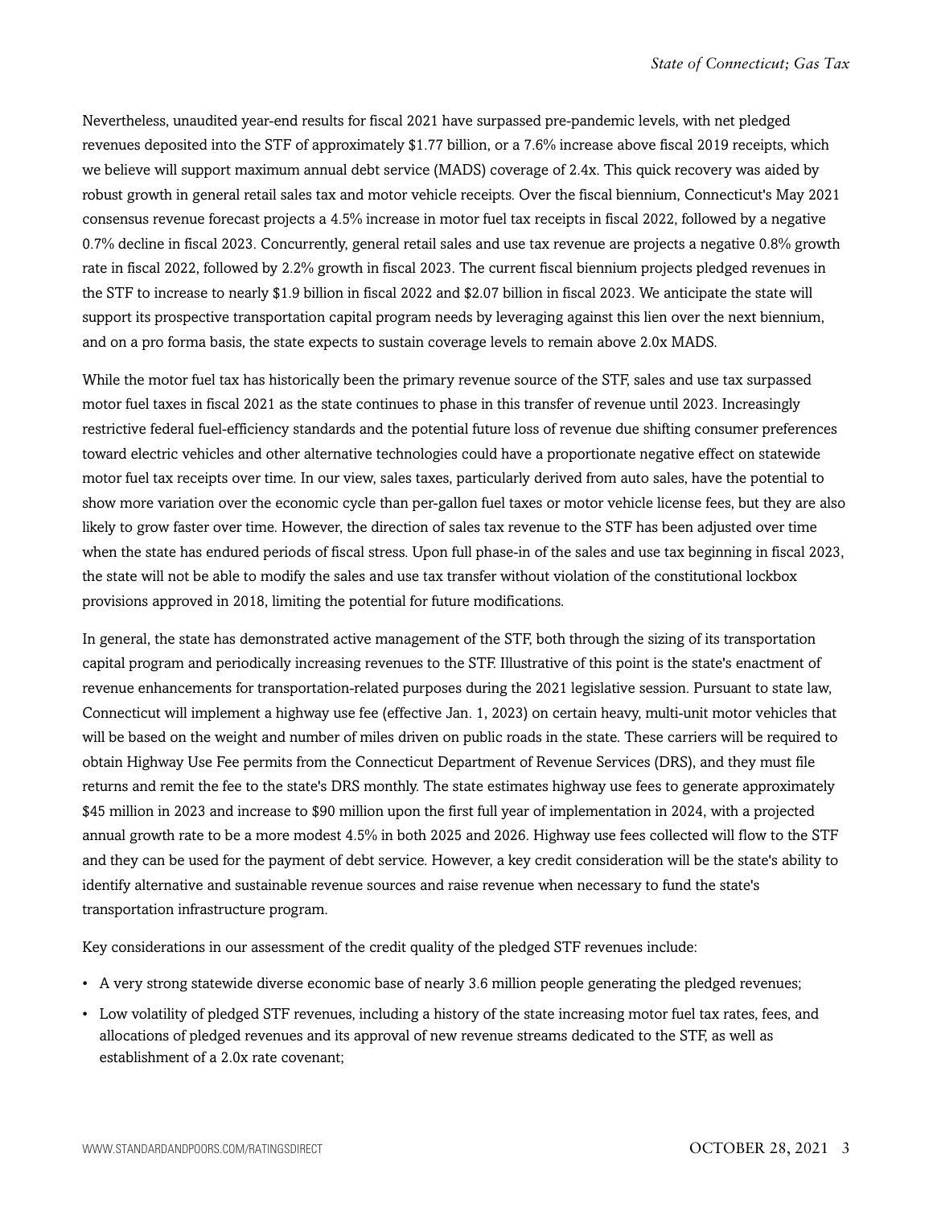Nevertheless, unaudited year-end results for fiscal 2021 have surpassed pre-pandemic levels, with net pledged revenues deposited into the STF of approximately $1.77 billion, or a 7.6% increase above fiscal 2019 receipts, which we believe will support maximum annual debt service (MADS) coverage of 2.4x. This quick recovery was aided by robust growth in general retail sales tax and motor vehicle receipts. Over the fiscal biennium, Connecticut's May 2021 consensus revenue forecast projects a 4.5% increase in motor fuel tax receipts in fiscal 2022, followed by a negative 0.7% decline in fiscal 2023. Concurrently, general retail sales and use tax revenue are projects a negative 0.8% growth rate in fiscal 2022, followed by 2.2% growth in fiscal 2023. The current fiscal biennium projects pledged revenues in the STF to increase to nearly $1.9 billion in fiscal 2022 and $2.07 billion in fiscal 2023. We anticipate the state will support its prospective transportation capital program needs by leveraging against this lien over the next biennium, and on a pro forma basis, the state expects to sustain coverage levels to remain above 2.0x MADS.

While the motor fuel tax has historically been the primary revenue source of the STF, sales and use tax surpassed motor fuel taxes in fiscal 2021 as the state continues to phase in this transfer of revenue until 2023. Increasingly restrictive federal fuel-efficiency standards and the potential future loss of revenue due shifting consumer preferences toward electric vehicles and other alternative technologies could have a proportionate negative effect on statewide motor fuel tax receipts over time. In our view, sales taxes, particularly derived from auto sales, have the potential to show more variation over the economic cycle than per-gallon fuel taxes or motor vehicle license fees, but they are also likely to grow faster over time. However, the direction of sales tax revenue to the STF has been adjusted over time when the state has endured periods of fiscal stress. Upon full phase-in of the sales and use tax beginning in fiscal 2023, the state will not be able to modify the sales and use tax transfer without violation of the constitutional lockbox provisions approved in 2018, limiting the potential for future modifications.

In general, the state has demonstrated active management of the STF, both through the sizing of its transportation capital program and periodically increasing revenues to the STF. Illustrative of this point is the state's enactment of revenue enhancements for transportation-related purposes during the 2021 legislative session. Pursuant to state law, Connecticut will implement a highway use fee (effective Jan. 1, 2023) on certain heavy, multi-unit motor vehicles that will be based on the weight and number of miles driven on public roads in the state. These carriers will be required to obtain Highway Use Fee permits from the Connecticut Department of Revenue Services (DRS), and they must file returns and remit the fee to the state's DRS monthly. The state estimates highway use fees to generate approximately $45 million in 2023 and increase to $90 million upon the first full year of implementation in 2024, with a projected annual growth rate to be a more modest 4.5% in both 2025 and 2026. Highway use fees collected will flow to the STF and they can be used for the payment of debt service. However, a key credit consideration will be the state's ability to identify alternative and sustainable revenue sources and raise revenue when necessary to fund the state's transportation infrastructure program.

Key considerations in our assessment of the credit quality of the pledged STF revenues include:

- A very strong statewide diverse economic base of nearly 3.6 million people generating the pledged revenues;
- Low volatility of pledged STF revenues, including a history of the state increasing motor fuel tax rates, fees, and allocations of pledged revenues and its approval of new revenue streams dedicated to the STF, as well as establishment of a 2.0x rate covenant;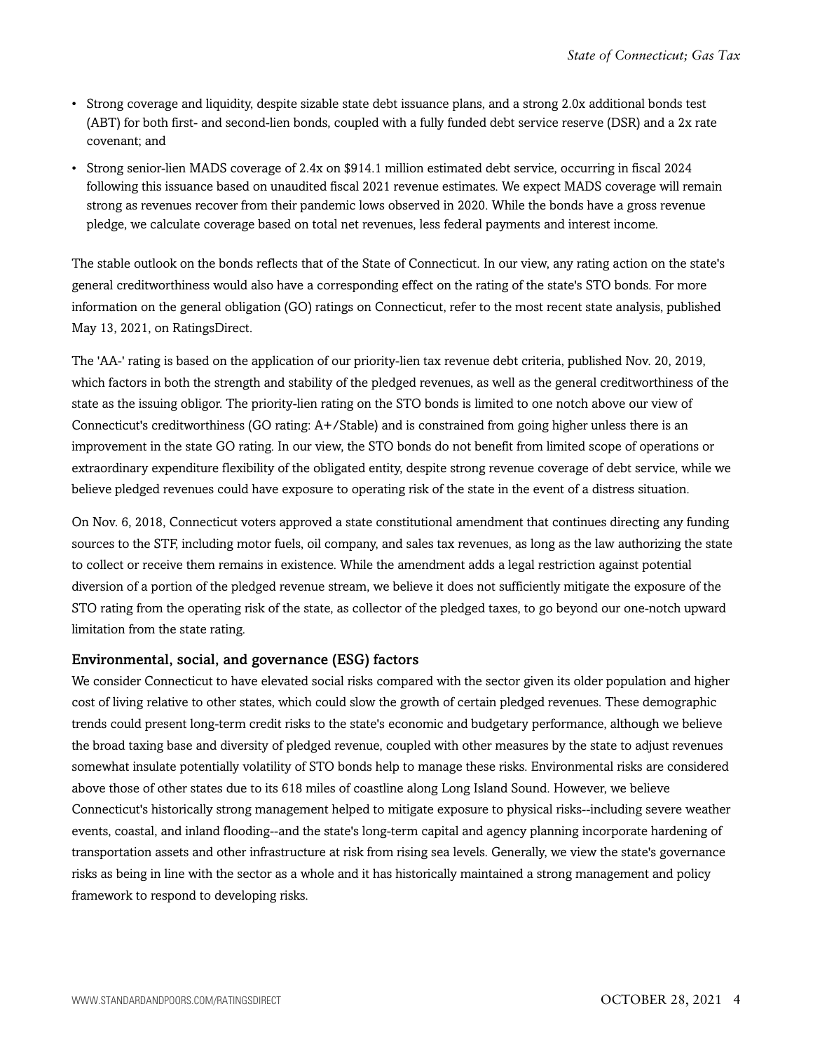- Strong coverage and liquidity, despite sizable state debt issuance plans, and a strong 2.0x additional bonds test (ABT) for both first- and second-lien bonds, coupled with a fully funded debt service reserve (DSR) and a 2x rate covenant; and
- Strong senior-lien MADS coverage of 2.4x on $914.1 million estimated debt service, occurring in fiscal 2024 following this issuance based on unaudited fiscal 2021 revenue estimates. We expect MADS coverage will remain strong as revenues recover from their pandemic lows observed in 2020. While the bonds have a gross revenue pledge, we calculate coverage based on total net revenues, less federal payments and interest income.

The stable outlook on the bonds reflects that of the State of Connecticut. In our view, any rating action on the state's general creditworthiness would also have a corresponding effect on the rating of the state's STO bonds. For more information on the general obligation (GO) ratings on Connecticut, refer to the most recent state analysis, published May 13, 2021, on RatingsDirect.

The 'AA-' rating is based on the application of our priority-lien tax revenue debt criteria, published Nov. 20, 2019, which factors in both the strength and stability of the pledged revenues, as well as the general creditworthiness of the state as the issuing obligor. The priority-lien rating on the STO bonds is limited to one notch above our view of Connecticut's creditworthiness (GO rating: A+/Stable) and is constrained from going higher unless there is an improvement in the state GO rating. In our view, the STO bonds do not benefit from limited scope of operations or extraordinary expenditure flexibility of the obligated entity, despite strong revenue coverage of debt service, while we believe pledged revenues could have exposure to operating risk of the state in the event of a distress situation.

On Nov. 6, 2018, Connecticut voters approved a state constitutional amendment that continues directing any funding sources to the STF, including motor fuels, oil company, and sales tax revenues, as long as the law authorizing the state to collect or receive them remains in existence. While the amendment adds a legal restriction against potential diversion of a portion of the pledged revenue stream, we believe it does not sufficiently mitigate the exposure of the STO rating from the operating risk of the state, as collector of the pledged taxes, to go beyond our one-notch upward limitation from the state rating.

### Environmental, social, and governance (ESG) factors

We consider Connecticut to have elevated social risks compared with the sector given its older population and higher cost of living relative to other states, which could slow the growth of certain pledged revenues. These demographic trends could present long-term credit risks to the state's economic and budgetary performance, although we believe the broad taxing base and diversity of pledged revenue, coupled with other measures by the state to adjust revenues somewhat insulate potentially volatility of STO bonds help to manage these risks. Environmental risks are considered above those of other states due to its 618 miles of coastline along Long Island Sound. However, we believe Connecticut's historically strong management helped to mitigate exposure to physical risks--including severe weather events, coastal, and inland flooding--and the state's long-term capital and agency planning incorporate hardening of transportation assets and other infrastructure at risk from rising sea levels. Generally, we view the state's governance risks as being in line with the sector as a whole and it has historically maintained a strong management and policy framework to respond to developing risks.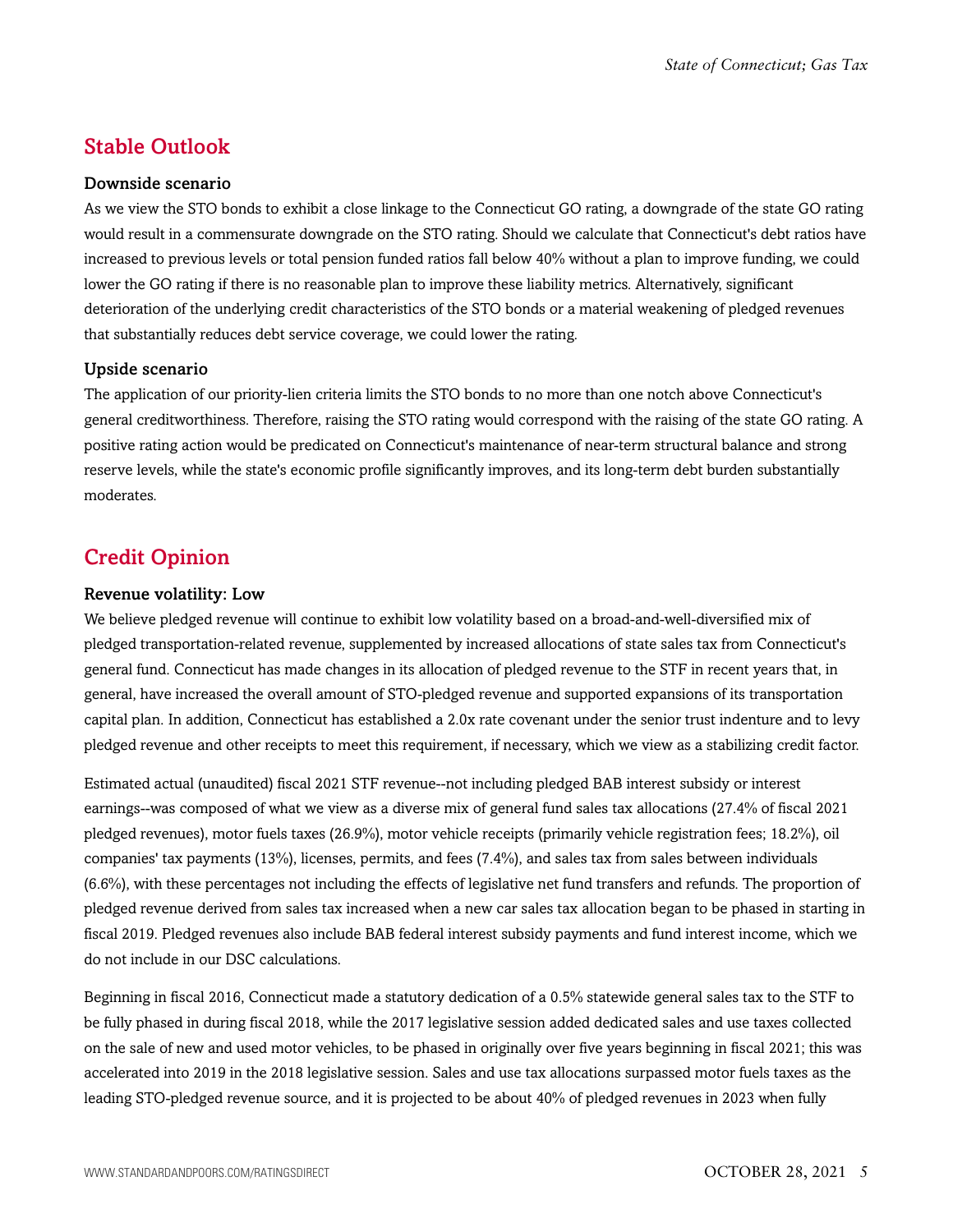## Stable Outlook

### Downside scenario

As we view the STO bonds to exhibit a close linkage to the Connecticut GO rating, a downgrade of the state GO rating would result in a commensurate downgrade on the STO rating. Should we calculate that Connecticut's debt ratios have increased to previous levels or total pension funded ratios fall below 40% without a plan to improve funding, we could lower the GO rating if there is no reasonable plan to improve these liability metrics. Alternatively, significant deterioration of the underlying credit characteristics of the STO bonds or a material weakening of pledged revenues that substantially reduces debt service coverage, we could lower the rating.

### Upside scenario

The application of our priority-lien criteria limits the STO bonds to no more than one notch above Connecticut's general creditworthiness. Therefore, raising the STO rating would correspond with the raising of the state GO rating. A positive rating action would be predicated on Connecticut's maintenance of near-term structural balance and strong reserve levels, while the state's economic profile significantly improves, and its long-term debt burden substantially moderates.

## Credit Opinion

### Revenue volatility: Low

We believe pledged revenue will continue to exhibit low volatility based on a broad-and-well-diversified mix of pledged transportation-related revenue, supplemented by increased allocations of state sales tax from Connecticut's general fund. Connecticut has made changes in its allocation of pledged revenue to the STF in recent years that, in general, have increased the overall amount of STO-pledged revenue and supported expansions of its transportation capital plan. In addition, Connecticut has established a 2.0x rate covenant under the senior trust indenture and to levy pledged revenue and other receipts to meet this requirement, if necessary, which we view as a stabilizing credit factor.

Estimated actual (unaudited) fiscal 2021 STF revenue--not including pledged BAB interest subsidy or interest earnings--was composed of what we view as a diverse mix of general fund sales tax allocations (27.4% of fiscal 2021 pledged revenues), motor fuels taxes (26.9%), motor vehicle receipts (primarily vehicle registration fees; 18.2%), oil companies' tax payments (13%), licenses, permits, and fees (7.4%), and sales tax from sales between individuals (6.6%), with these percentages not including the effects of legislative net fund transfers and refunds. The proportion of pledged revenue derived from sales tax increased when a new car sales tax allocation began to be phased in starting in fiscal 2019. Pledged revenues also include BAB federal interest subsidy payments and fund interest income, which we do not include in our DSC calculations.

Beginning in fiscal 2016, Connecticut made a statutory dedication of a 0.5% statewide general sales tax to the STF to be fully phased in during fiscal 2018, while the 2017 legislative session added dedicated sales and use taxes collected on the sale of new and used motor vehicles, to be phased in originally over five years beginning in fiscal 2021; this was accelerated into 2019 in the 2018 legislative session. Sales and use tax allocations surpassed motor fuels taxes as the leading STO-pledged revenue source, and it is projected to be about 40% of pledged revenues in 2023 when fully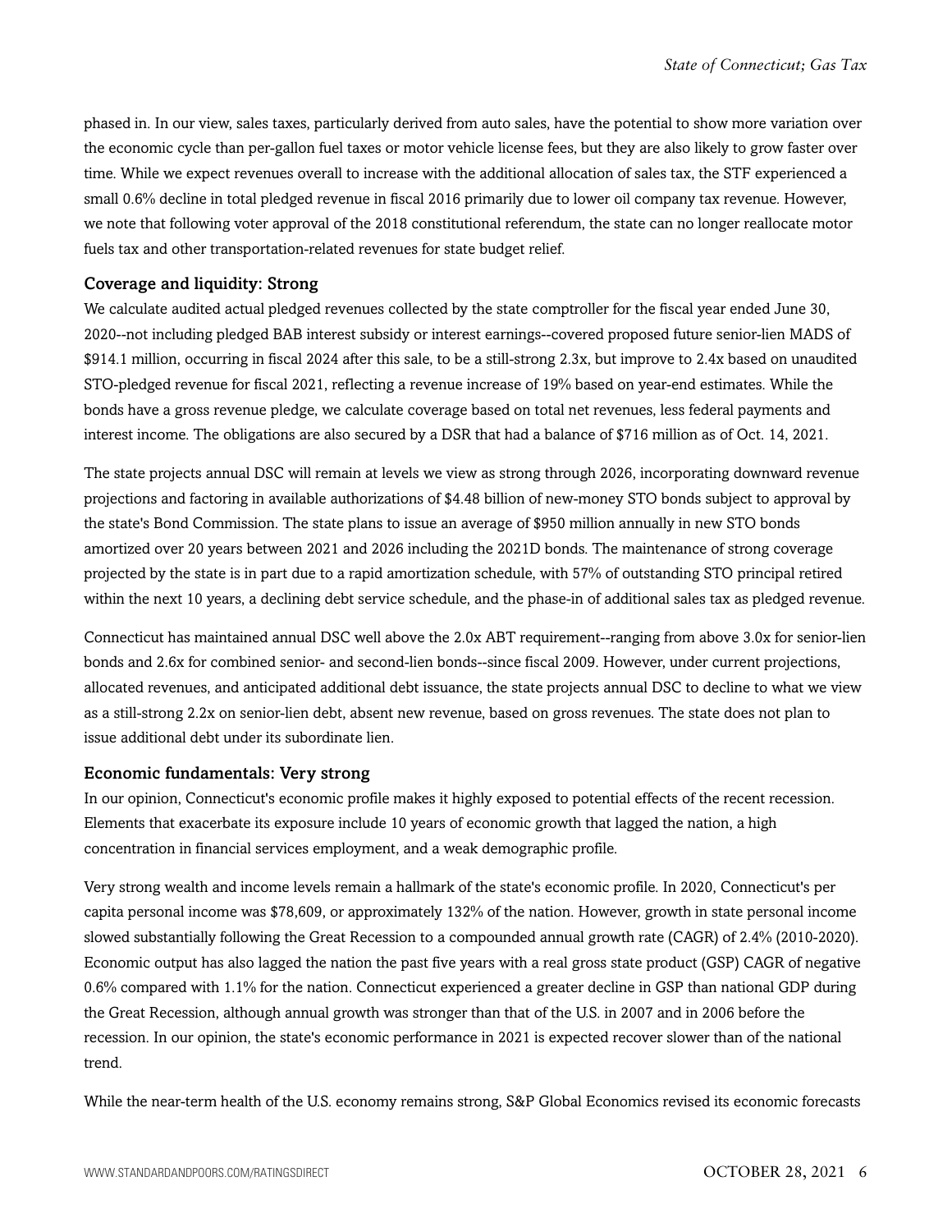phased in. In our view, sales taxes, particularly derived from auto sales, have the potential to show more variation over the economic cycle than per-gallon fuel taxes or motor vehicle license fees, but they are also likely to grow faster over time. While we expect revenues overall to increase with the additional allocation of sales tax, the STF experienced a small 0.6% decline in total pledged revenue in fiscal 2016 primarily due to lower oil company tax revenue. However, we note that following voter approval of the 2018 constitutional referendum, the state can no longer reallocate motor fuels tax and other transportation-related revenues for state budget relief.

### Coverage and liquidity: Strong

We calculate audited actual pledged revenues collected by the state comptroller for the fiscal year ended June 30, 2020--not including pledged BAB interest subsidy or interest earnings--covered proposed future senior-lien MADS of $914.1 million, occurring in fiscal 2024 after this sale, to be a still-strong 2.3x, but improve to 2.4x based on unaudited STO-pledged revenue for fiscal 2021, reflecting a revenue increase of 19% based on year-end estimates. While the bonds have a gross revenue pledge, we calculate coverage based on total net revenues, less federal payments and interest income. The obligations are also secured by a DSR that had a balance of $716 million as of Oct. 14, 2021.

The state projects annual DSC will remain at levels we view as strong through 2026, incorporating downward revenue projections and factoring in available authorizations of $4.48 billion of new-money STO bonds subject to approval by the state's Bond Commission. The state plans to issue an average of $950 million annually in new STO bonds amortized over 20 years between 2021 and 2026 including the 2021D bonds. The maintenance of strong coverage projected by the state is in part due to a rapid amortization schedule, with 57% of outstanding STO principal retired within the next 10 years, a declining debt service schedule, and the phase-in of additional sales tax as pledged revenue.

Connecticut has maintained annual DSC well above the 2.0x ABT requirement--ranging from above 3.0x for senior-lien bonds and 2.6x for combined senior- and second-lien bonds--since fiscal 2009. However, under current projections, allocated revenues, and anticipated additional debt issuance, the state projects annual DSC to decline to what we view as a still-strong 2.2x on senior-lien debt, absent new revenue, based on gross revenues. The state does not plan to issue additional debt under its subordinate lien.

### Economic fundamentals: Very strong

In our opinion, Connecticut's economic profile makes it highly exposed to potential effects of the recent recession. Elements that exacerbate its exposure include 10 years of economic growth that lagged the nation, a high concentration in financial services employment, and a weak demographic profile.

Very strong wealth and income levels remain a hallmark of the state's economic profile. In 2020, Connecticut's per capita personal income was $78,609, or approximately 132% of the nation. However, growth in state personal income slowed substantially following the Great Recession to a compounded annual growth rate (CAGR) of 2.4% (2010-2020). Economic output has also lagged the nation the past five years with a real gross state product (GSP) CAGR of negative 0.6% compared with 1.1% for the nation. Connecticut experienced a greater decline in GSP than national GDP during the Great Recession, although annual growth was stronger than that of the U.S. in 2007 and in 2006 before the recession. In our opinion, the state's economic performance in 2021 is expected recover slower than of the national trend.

While the near-term health of the U.S. economy remains strong, S&P Global Economics revised its economic forecasts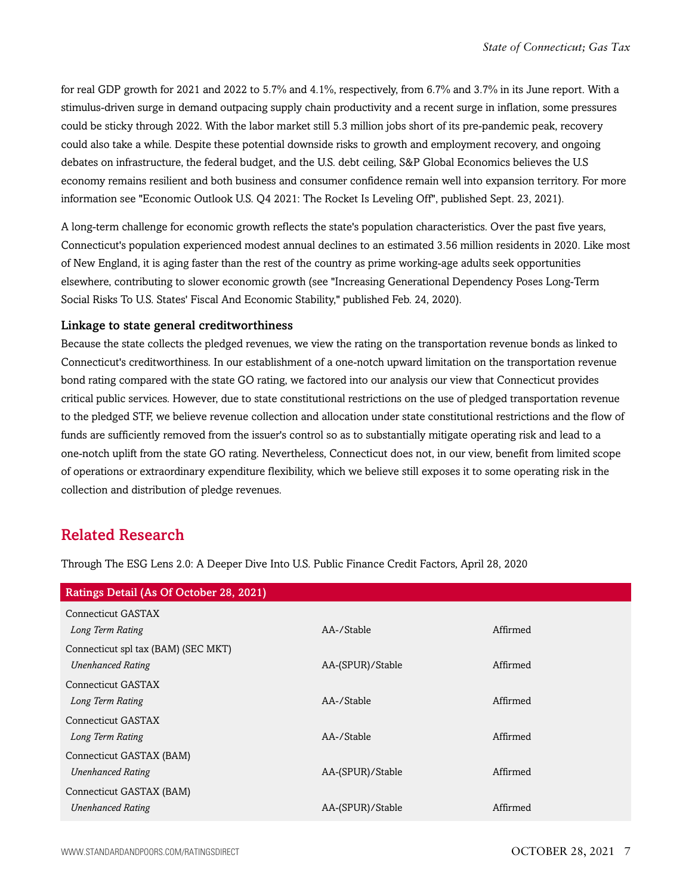for real GDP growth for 2021 and 2022 to 5.7% and 4.1%, respectively, from 6.7% and 3.7% in its June report. With a stimulus-driven surge in demand outpacing supply chain productivity and a recent surge in inflation, some pressures could be sticky through 2022. With the labor market still 5.3 million jobs short of its pre-pandemic peak, recovery could also take a while. Despite these potential downside risks to growth and employment recovery, and ongoing debates on infrastructure, the federal budget, and the U.S. debt ceiling, S&P Global Economics believes the U.S economy remains resilient and both business and consumer confidence remain well into expansion territory. For more information see "Economic Outlook U.S. Q4 2021: The Rocket Is Leveling Off", published Sept. 23, 2021).

A long-term challenge for economic growth reflects the state's population characteristics. Over the past five years, Connecticut's population experienced modest annual declines to an estimated 3.56 million residents in 2020. Like most of New England, it is aging faster than the rest of the country as prime working-age adults seek opportunities elsewhere, contributing to slower economic growth (see "Increasing Generational Dependency Poses Long-Term Social Risks To U.S. States' Fiscal And Economic Stability," published Feb. 24, 2020).

### Linkage to state general creditworthiness

Because the state collects the pledged revenues, we view the rating on the transportation revenue bonds as linked to Connecticut's creditworthiness. In our establishment of a one-notch upward limitation on the transportation revenue bond rating compared with the state GO rating, we factored into our analysis our view that Connecticut provides critical public services. However, due to state constitutional restrictions on the use of pledged transportation revenue to the pledged STF, we believe revenue collection and allocation under state constitutional restrictions and the flow of funds are sufficiently removed from the issuer's control so as to substantially mitigate operating risk and lead to a one-notch uplift from the state GO rating. Nevertheless, Connecticut does not, in our view, benefit from limited scope of operations or extraordinary expenditure flexibility, which we believe still exposes it to some operating risk in the collection and distribution of pledge revenues.

## Related Research

Through The ESG Lens 2.0: A Deeper Dive Into U.S. Public Finance Credit Factors, April 28, 2020

| Ratings Detail (As Of October 28, 2021) | | |
|---|---|---|
| Connecticut GASTAX | | |
| *Long Term Rating* | AA-/Stable | Affirmed |
| Connecticut spl tax (BAM) (SEC MKT) | | |
| *Unenhanced Rating* | AA-(SPUR)/Stable | Affirmed |
| Connecticut GASTAX | | |
| *Long Term Rating* | AA-/Stable | Affirmed |
| Connecticut GASTAX | | |
| *Long Term Rating* | AA-/Stable | Affirmed |
| Connecticut GASTAX (BAM) | | |
| *Unenhanced Rating* | AA-(SPUR)/Stable | Affirmed |
| Connecticut GASTAX (BAM) | | |
| *Unenhanced Rating* | AA-(SPUR)/Stable | Affirmed |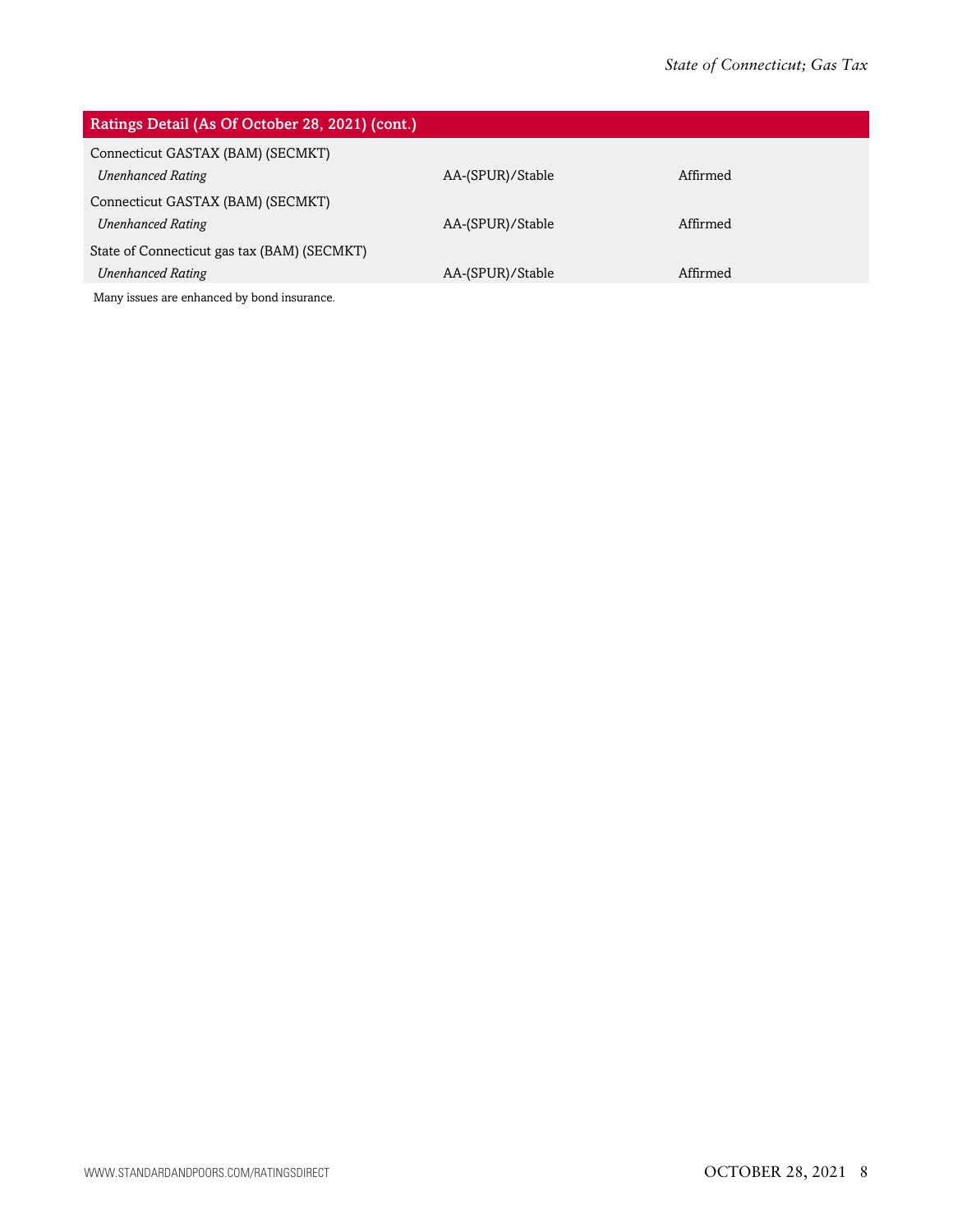| Ratings Detail (As Of October 28, 2021) (cont.) | | |
|---|---|---|
| Connecticut GASTAX (BAM) (SECMKT) | | |
| *Unenhanced Rating* | AA-(SPUR)/Stable | Affirmed |
| Connecticut GASTAX (BAM) (SECMKT) | | |
| *Unenhanced Rating* | AA-(SPUR)/Stable | Affirmed |
| State of Connecticut gas tax (BAM) (SECMKT) | | |
| *Unenhanced Rating* | AA-(SPUR)/Stable | Affirmed |

Many issues are enhanced by bond insurance.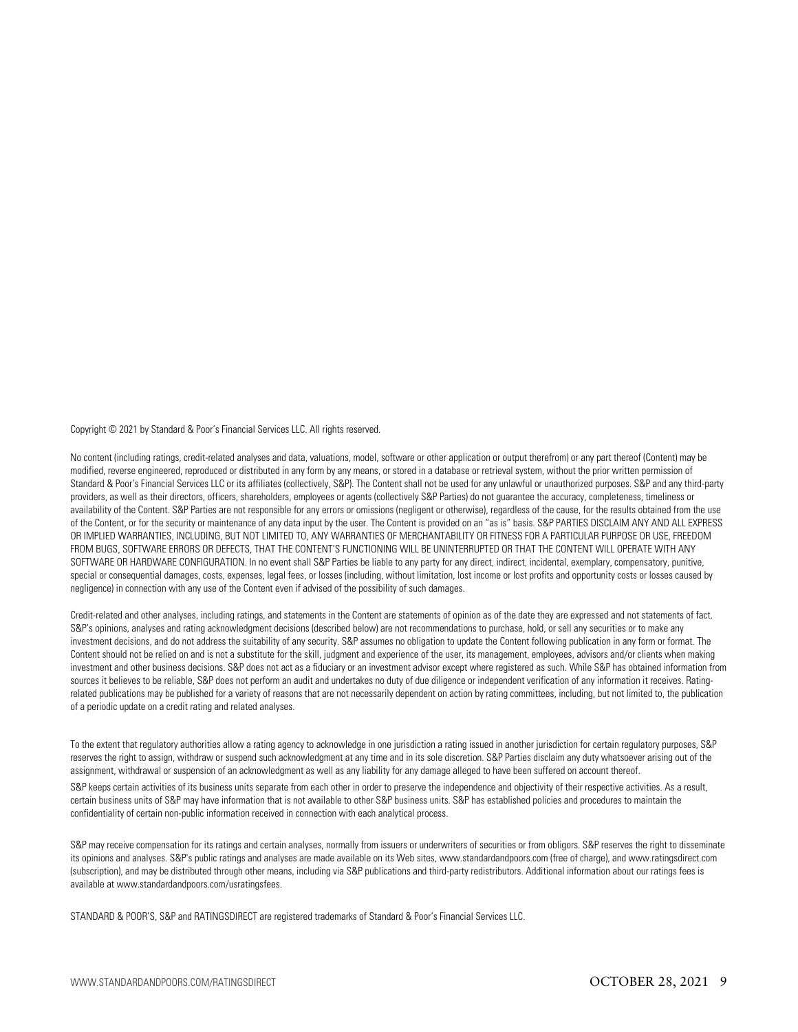Copyright © 2021 by Standard & Poor's Financial Services LLC. All rights reserved.

No content (including ratings, credit-related analyses and data, valuations, model, software or other application or output therefrom) or any part thereof (Content) may be modified, reverse engineered, reproduced or distributed in any form by any means, or stored in a database or retrieval system, without the prior written permission of Standard & Poor's Financial Services LLC or its affiliates (collectively, S&P). The Content shall not be used for any unlawful or unauthorized purposes. S&P and any third-party providers, as well as their directors, officers, shareholders, employees or agents (collectively S&P Parties) do not guarantee the accuracy, completeness, timeliness or availability of the Content. S&P Parties are not responsible for any errors or omissions (negligent or otherwise), regardless of the cause, for the results obtained from the use of the Content, or for the security or maintenance of any data input by the user. The Content is provided on an "as is" basis. S&P PARTIES DISCLAIM ANY AND ALL EXPRESS OR IMPLIED WARRANTIES, INCLUDING, BUT NOT LIMITED TO, ANY WARRANTIES OF MERCHANTABILITY OR FITNESS FOR A PARTICULAR PURPOSE OR USE, FREEDOM FROM BUGS, SOFTWARE ERRORS OR DEFECTS, THAT THE CONTENT'S FUNCTIONING WILL BE UNINTERRUPTED OR THAT THE CONTENT WILL OPERATE WITH ANY SOFTWARE OR HARDWARE CONFIGURATION. In no event shall S&P Parties be liable to any party for any direct, indirect, incidental, exemplary, compensatory, punitive, special or consequential damages, costs, expenses, legal fees, or losses (including, without limitation, lost income or lost profits and opportunity costs or losses caused by negligence) in connection with any use of the Content even if advised of the possibility of such damages.

Credit-related and other analyses, including ratings, and statements in the Content are statements of opinion as of the date they are expressed and not statements of fact. S&P's opinions, analyses and rating acknowledgment decisions (described below) are not recommendations to purchase, hold, or sell any securities or to make any investment decisions, and do not address the suitability of any security. S&P assumes no obligation to update the Content following publication in any form or format. The Content should not be relied on and is not a substitute for the skill, judgment and experience of the user, its management, employees, advisors and/or clients when making investment and other business decisions. S&P does not act as a fiduciary or an investment advisor except where registered as such. While S&P has obtained information from sources it believes to be reliable, S&P does not perform an audit and undertakes no duty of due diligence or independent verification of any information it receives. Rating-related publications may be published for a variety of reasons that are not necessarily dependent on action by rating committees, including, but not limited to, the publication of a periodic update on a credit rating and related analyses.

To the extent that regulatory authorities allow a rating agency to acknowledge in one jurisdiction a rating issued in another jurisdiction for certain regulatory purposes, S&P reserves the right to assign, withdraw or suspend such acknowledgment at any time and in its sole discretion. S&P Parties disclaim any duty whatsoever arising out of the assignment, withdrawal or suspension of an acknowledgment as well as any liability for any damage alleged to have been suffered on account thereof.

S&P keeps certain activities of its business units separate from each other in order to preserve the independence and objectivity of their respective activities. As a result, certain business units of S&P may have information that is not available to other S&P business units. S&P has established policies and procedures to maintain the confidentiality of certain non-public information received in connection with each analytical process.

S&P may receive compensation for its ratings and certain analyses, normally from issuers or underwriters of securities or from obligors. S&P reserves the right to disseminate its opinions and analyses. S&P's public ratings and analyses are made available on its Web sites, www.standardandpoors.com (free of charge), and www.ratingsdirect.com (subscription), and may be distributed through other means, including via S&P publications and third-party redistributors. Additional information about our ratings fees is available at www.standardandpoors.com/usratingsfees.

STANDARD & POOR'S, S&P and RATINGSDIRECT are registered trademarks of Standard & Poor's Financial Services LLC.